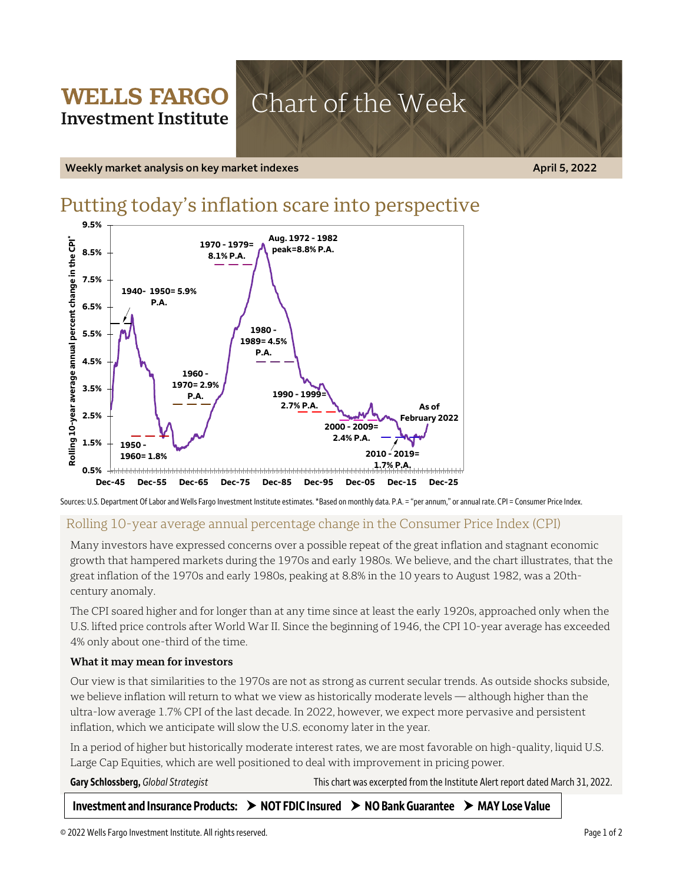# WELLS FARGO Investment Institute

# Chart of the Week

**Weekly market analysis on key market indexes** **April 5, 2022**

## Putting today's inflation scare into perspective

Rolling 10-year average annual percent change in the CPI*

- 1940 - 1950 = 5.9% P.A.
- 1950 - 1960 = 1.8%
- 1960 - 1970 = 2.9% P.A.
- 1970 - 1979 = 8.1% P.A.
- Aug. 1972 - 1982 peak = 8.8% P.A.
- 1980 - 1989 = 4.5% P.A.
- 1990 - 1999 = 2.7% P.A.
- 2000 - 2009 = 2.4% P.A.
- 2010 - 2019 = 1.7% P.A.
- As of February 2022

Sources: U.S. Department Of Labor and Wells Fargo Investment Institute estimates. *Based on monthly data. P.A. = "per annum," or annual rate. CPI = Consumer Price Index.

### Rolling 10-year average annual percentage change in the Consumer Price Index (CPI)

Many investors have expressed concerns over a possible repeat of the great inflation and stagnant economic growth that hampered markets during the 1970s and early 1980s. We believe, and the chart illustrates, that the great inflation of the 1970s and early 1980s, peaking at 8.8% in the 10 years to August 1982, was a 20th-century anomaly.

The CPI soared higher and for longer than at any time since at least the early 1920s, approached only when the U.S. lifted price controls after World War II. Since the beginning of 1946, the CPI 10-year average has exceeded 4% only about one-third of the time.

**What it may mean for investors**

Our view is that similarities to the 1970s are not as strong as current secular trends. As outside shocks subside, we believe inflation will return to what we view as historically moderate levels — although higher than the ultra-low average 1.7% CPI of the last decade. In 2022, however, we expect more pervasive and persistent inflation, which we anticipate will slow the U.S. economy later in the year.

In a period of higher but historically moderate interest rates, we are most favorable on high-quality, liquid U.S. Large Cap Equities, which are well positioned to deal with improvement in pricing power.

**Gary Schlossberg,** *Global Strategist*

This chart was excerpted from the Institute Alert report dated March 31, 2022.

**Investment and Insurance Products: ➤ NOT FDIC Insured ➤ NO Bank Guarantee ➤ MAY Lose Value**

© 2022 Wells Fargo Investment Institute. All rights reserved.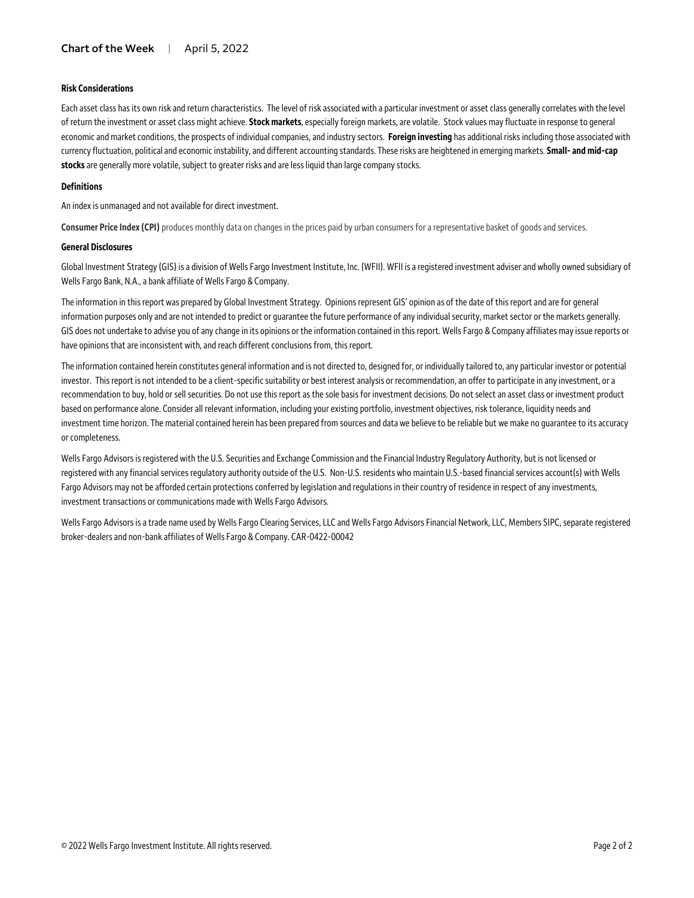**Risk Considerations**

Each asset class has its own risk and return characteristics. The level of risk associated with a particular investment or asset class generally correlates with the level of return the investment or asset class might achieve. **Stock markets**, especially foreign markets, are volatile. Stock values may fluctuate in response to general economic and market conditions, the prospects of individual companies, and industry sectors. **Foreign investing** has additional risks including those associated with currency fluctuation, political and economic instability, and different accounting standards. These risks are heightened in emerging markets. **Small- and mid-cap stocks** are generally more volatile, subject to greater risks and are less liquid than large company stocks.

**Definitions**

An index is unmanaged and not available for direct investment.

**Consumer Price Index (CPI)** produces monthly data on changes in the prices paid by urban consumers for a representative basket of goods and services.

**General Disclosures**

Global Investment Strategy (GIS) is a division of Wells Fargo Investment Institute, Inc. (WFII). WFII is a registered investment adviser and wholly owned subsidiary of Wells Fargo Bank, N.A., a bank affiliate of Wells Fargo & Company.

The information in this report was prepared by Global Investment Strategy. Opinions represent GIS' opinion as of the date of this report and are for general information purposes only and are not intended to predict or guarantee the future performance of any individual security, market sector or the markets generally. GIS does not undertake to advise you of any change in its opinions or the information contained in this report. Wells Fargo & Company affiliates may issue reports or have opinions that are inconsistent with, and reach different conclusions from, this report.

The information contained herein constitutes general information and is not directed to, designed for, or individually tailored to, any particular investor or potential investor. This report is not intended to be a client-specific suitability or best interest analysis or recommendation, an offer to participate in any investment, or a recommendation to buy, hold or sell securities. Do not use this report as the sole basis for investment decisions. Do not select an asset class or investment product based on performance alone. Consider all relevant information, including your existing portfolio, investment objectives, risk tolerance, liquidity needs and investment time horizon. The material contained herein has been prepared from sources and data we believe to be reliable but we make no guarantee to its accuracy or completeness.

Wells Fargo Advisors is registered with the U.S. Securities and Exchange Commission and the Financial Industry Regulatory Authority, but is not licensed or registered with any financial services regulatory authority outside of the U.S. Non-U.S. residents who maintain U.S.-based financial services account(s) with Wells Fargo Advisors may not be afforded certain protections conferred by legislation and regulations in their country of residence in respect of any investments, investment transactions or communications made with Wells Fargo Advisors.

Wells Fargo Advisors is a trade name used by Wells Fargo Clearing Services, LLC and Wells Fargo Advisors Financial Network, LLC, Members SIPC, separate registered broker-dealers and non-bank affiliates of Wells Fargo & Company. CAR-0422-00042

© 2022 Wells Fargo Investment Institute. All rights reserved.